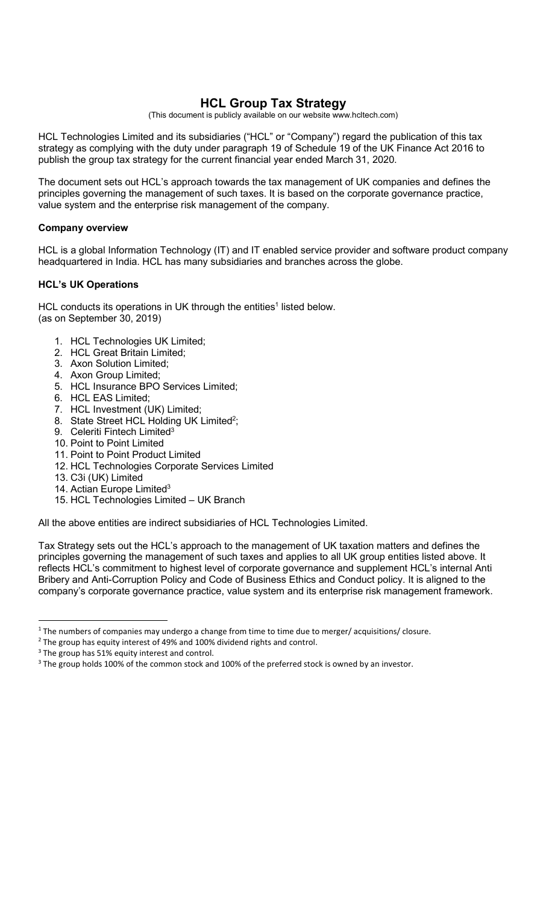# HCL Group Tax Strategy

(This document is publicly available on our website www.hcltech.com)

HCL Technologies Limited and its subsidiaries ("HCL" or "Company") regard the publication of this tax strategy as complying with the duty under paragraph 19 of Schedule 19 of the UK Finance Act 2016 to publish the group tax strategy for the current financial year ended March 31, 2020.

The document sets out HCL's approach towards the tax management of UK companies and defines the principles governing the management of such taxes. It is based on the corporate governance practice, value system and the enterprise risk management of the company.

**Company overview**

HCL is a global Information Technology (IT) and IT enabled service provider and software product company headquartered in India. HCL has many subsidiaries and branches across the globe.

**HCL's UK Operations**

HCL conducts its operations in UK through the entities[1] listed below.
(as on September 30, 2019)

1. HCL Technologies UK Limited;
2. HCL Great Britain Limited;
3. Axon Solution Limited;
4. Axon Group Limited;
5. HCL Insurance BPO Services Limited;
6. HCL EAS Limited;
7. HCL Investment (UK) Limited;
8. State Street HCL Holding UK Limited[2];
9. Celeriti Fintech Limited[3]
10. Point to Point Limited
11. Point to Point Product Limited
12. HCL Technologies Corporate Services Limited
13. C3i (UK) Limited
14. Actian Europe Limited[3]
15. HCL Technologies Limited – UK Branch

All the above entities are indirect subsidiaries of HCL Technologies Limited.

Tax Strategy sets out the HCL's approach to the management of UK taxation matters and defines the principles governing the management of such taxes and applies to all UK group entities listed above. It reflects HCL's commitment to highest level of corporate governance and supplement HCL's internal Anti Bribery and Anti-Corruption Policy and Code of Business Ethics and Conduct policy. It is aligned to the company's corporate governance practice, value system and its enterprise risk management framework.

[1] The numbers of companies may undergo a change from time to time due to merger/ acquisitions/ closure.
[2] The group has equity interest of 49% and 100% dividend rights and control.
[3] The group has 51% equity interest and control.
[3] The group holds 100% of the common stock and 100% of the preferred stock is owned by an investor.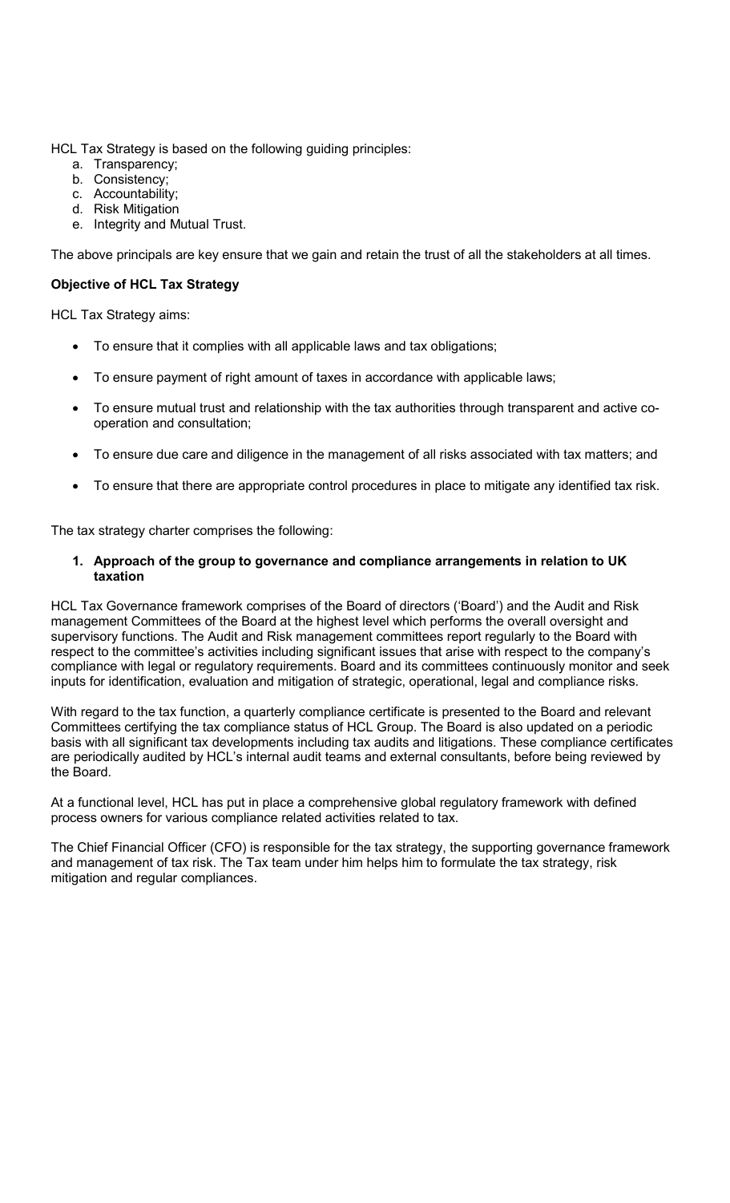HCL Tax Strategy is based on the following guiding principles:

a. Transparency;
b. Consistency;
c. Accountability;
d. Risk Mitigation
e. Integrity and Mutual Trust.

The above principals are key ensure that we gain and retain the trust of all the stakeholders at all times.

**Objective of HCL Tax Strategy**

HCL Tax Strategy aims:

- To ensure that it complies with all applicable laws and tax obligations;
- To ensure payment of right amount of taxes in accordance with applicable laws;
- To ensure mutual trust and relationship with the tax authorities through transparent and active co-operation and consultation;
- To ensure due care and diligence in the management of all risks associated with tax matters; and
- To ensure that there are appropriate control procedures in place to mitigate any identified tax risk.

The tax strategy charter comprises the following:

**1. Approach of the group to governance and compliance arrangements in relation to UK taxation**

HCL Tax Governance framework comprises of the Board of directors ('Board') and the Audit and Risk management Committees of the Board at the highest level which performs the overall oversight and supervisory functions. The Audit and Risk management committees report regularly to the Board with respect to the committee's activities including significant issues that arise with respect to the company's compliance with legal or regulatory requirements. Board and its committees continuously monitor and seek inputs for identification, evaluation and mitigation of strategic, operational, legal and compliance risks.

With regard to the tax function, a quarterly compliance certificate is presented to the Board and relevant Committees certifying the tax compliance status of HCL Group. The Board is also updated on a periodic basis with all significant tax developments including tax audits and litigations. These compliance certificates are periodically audited by HCL's internal audit teams and external consultants, before being reviewed by the Board.

At a functional level, HCL has put in place a comprehensive global regulatory framework with defined process owners for various compliance related activities related to tax.

The Chief Financial Officer (CFO) is responsible for the tax strategy, the supporting governance framework and management of tax risk. The Tax team under him helps him to formulate the tax strategy, risk mitigation and regular compliances.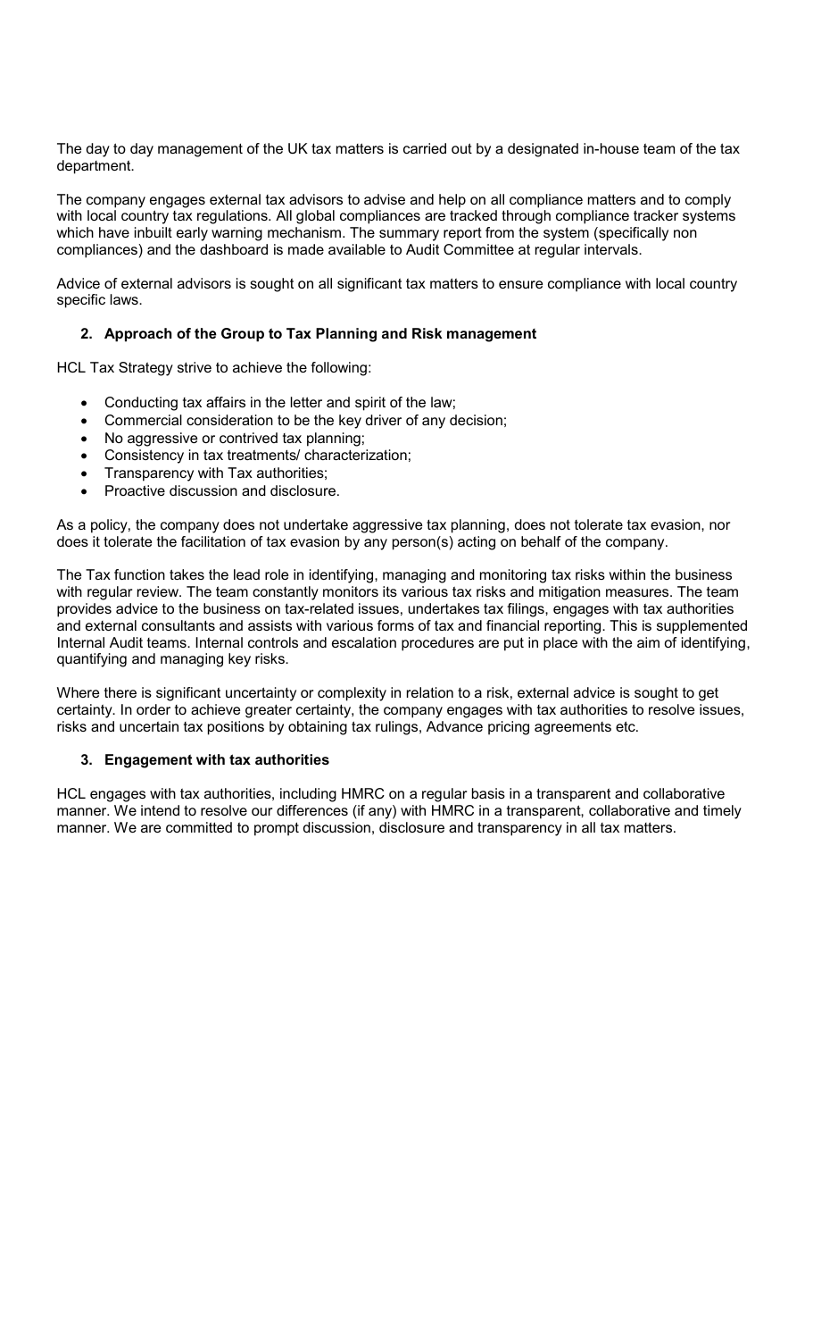The day to day management of the UK tax matters is carried out by a designated in-house team of the tax department.

The company engages external tax advisors to advise and help on all compliance matters and to comply with local country tax regulations. All global compliances are tracked through compliance tracker systems which have inbuilt early warning mechanism. The summary report from the system (specifically non compliances) and the dashboard is made available to Audit Committee at regular intervals.

Advice of external advisors is sought on all significant tax matters to ensure compliance with local country specific laws.

### 2. Approach of the Group to Tax Planning and Risk management

HCL Tax Strategy strive to achieve the following:

- Conducting tax affairs in the letter and spirit of the law;
- Commercial consideration to be the key driver of any decision;
- No aggressive or contrived tax planning;
- Consistency in tax treatments/ characterization;
- Transparency with Tax authorities;
- Proactive discussion and disclosure.

As a policy, the company does not undertake aggressive tax planning, does not tolerate tax evasion, nor does it tolerate the facilitation of tax evasion by any person(s) acting on behalf of the company.

The Tax function takes the lead role in identifying, managing and monitoring tax risks within the business with regular review. The team constantly monitors its various tax risks and mitigation measures. The team provides advice to the business on tax-related issues, undertakes tax filings, engages with tax authorities and external consultants and assists with various forms of tax and financial reporting. This is supplemented Internal Audit teams. Internal controls and escalation procedures are put in place with the aim of identifying, quantifying and managing key risks.

Where there is significant uncertainty or complexity in relation to a risk, external advice is sought to get certainty. In order to achieve greater certainty, the company engages with tax authorities to resolve issues, risks and uncertain tax positions by obtaining tax rulings, Advance pricing agreements etc.

### 3. Engagement with tax authorities

HCL engages with tax authorities, including HMRC on a regular basis in a transparent and collaborative manner. We intend to resolve our differences (if any) with HMRC in a transparent, collaborative and timely manner. We are committed to prompt discussion, disclosure and transparency in all tax matters.